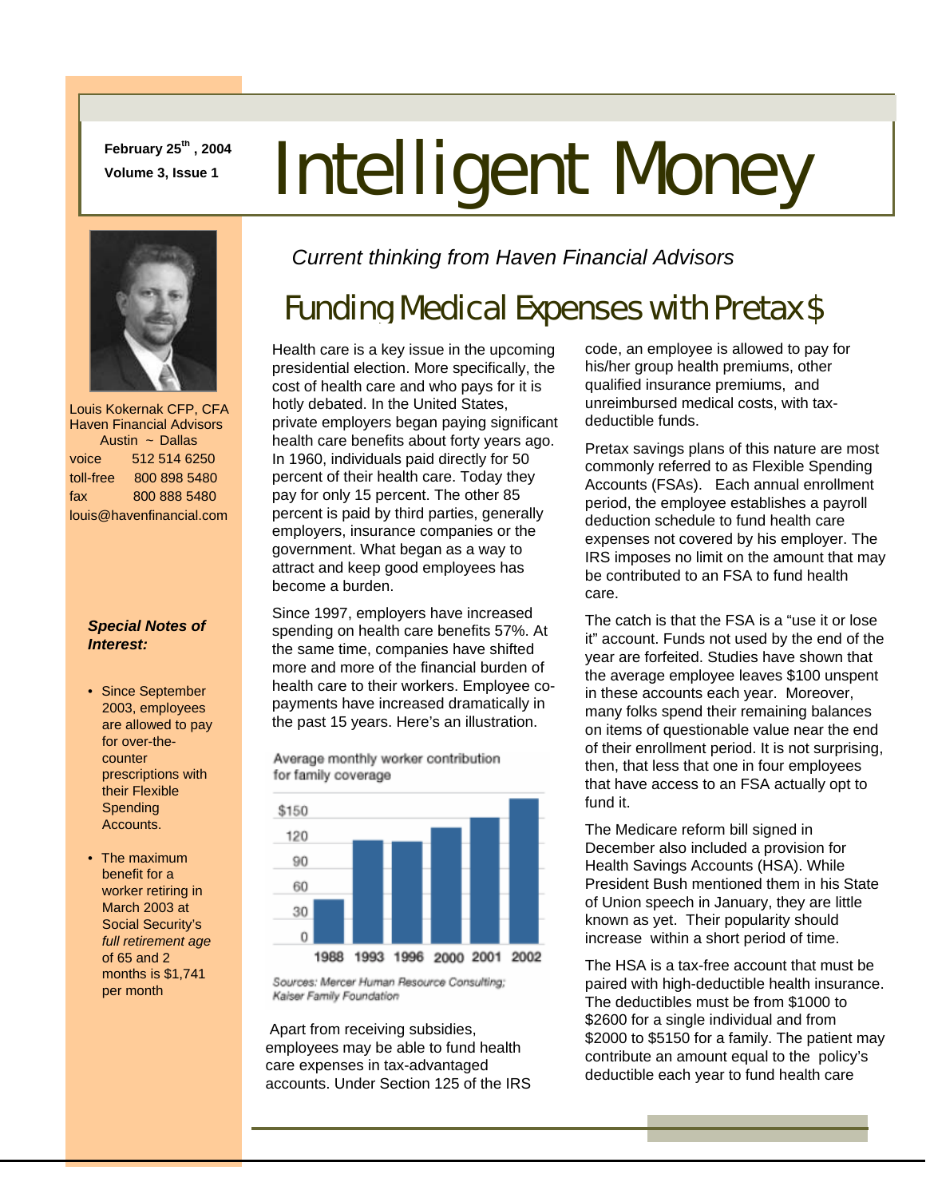February 25th, 2004
Volume 3, Issue 1

# Intelligent Money

Louis Kokernak CFP, CFA
Haven Financial Advisors
Austin ~ Dallas

voice 512 514 6250
toll-free 800 898 5480
fax 800 888 5480
louis@havenfinancial.com

***Special Notes of Interest:***

- Since September 2003, employees are allowed to pay for over-the-counter prescriptions with their Flexible Spending Accounts.
- The maximum benefit for a worker retiring in March 2003 at Social Security's *full retirement age* of 65 and 2 months is $1,741 per month

*Current thinking from Haven Financial Advisors*

## Funding Medical Expenses with Pretax $

Health care is a key issue in the upcoming presidential election. More specifically, the cost of health care and who pays for it is hotly debated. In the United States, private employers began paying significant health care benefits about forty years ago. In 1960, individuals paid directly for 50 percent of their health care. Today they pay for only 15 percent. The other 85 percent is paid by third parties, generally employers, insurance companies or the government. What began as a way to attract and keep good employees has become a burden.

Since 1997, employers have increased spending on health care benefits 57%. At the same time, companies have shifted more and more of the financial burden of health care to their workers. Employee co-payments have increased dramatically in the past 15 years. Here's an illustration.

Average monthly worker contribution for family coverage

| Year | Approx. contribution |
|---|---|
| 1988 | ~$35 |
| 1993 | ~$120 |
| 1996 | ~$120 |
| 2000 | ~$135 |
| 2001 | ~$150 |
| 2002 | ~$175 |

*Sources: Mercer Human Resource Consulting; Kaiser Family Foundation*

Apart from receiving subsidies, employees may be able to fund health care expenses in tax-advantaged accounts. Under Section 125 of the IRS code, an employee is allowed to pay for his/her group health premiums, other qualified insurance premiums, and unreimbursed medical costs, with tax-deductible funds.

Pretax savings plans of this nature are most commonly referred to as Flexible Spending Accounts (FSAs). Each annual enrollment period, the employee establishes a payroll deduction schedule to fund health care expenses not covered by his employer. The IRS imposes no limit on the amount that may be contributed to an FSA to fund health care.

The catch is that the FSA is a "use it or lose it" account. Funds not used by the end of the year are forfeited. Studies have shown that the average employee leaves $100 unspent in these accounts each year. Moreover, many folks spend their remaining balances on items of questionable value near the end of their enrollment period. It is not surprising, then, that less that one in four employees that have access to an FSA actually opt to fund it.

The Medicare reform bill signed in December also included a provision for Health Savings Accounts (HSA). While President Bush mentioned them in his State of Union speech in January, they are little known as yet. Their popularity should increase within a short period of time.

The HSA is a tax-free account that must be paired with high-deductible health insurance. The deductibles must be from $1000 to $2600 for a single individual and from $2000 to $5150 for a family. The patient may contribute an amount equal to the policy's deductible each year to fund health care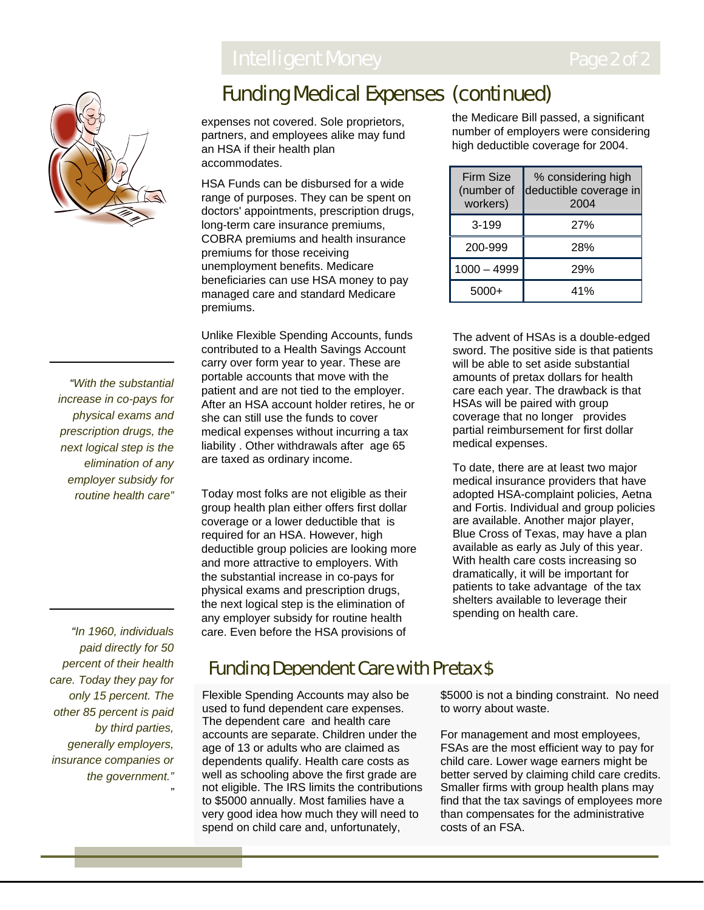## Funding Medical Expenses (continued)

expenses not covered. Sole proprietors, partners, and employees alike may fund an HSA if their health plan accommodates.

HSA Funds can be disbursed for a wide range of purposes. They can be spent on doctors' appointments, prescription drugs, long-term care insurance premiums, COBRA premiums and health insurance premiums for those receiving unemployment benefits. Medicare beneficiaries can use HSA money to pay managed care and standard Medicare premiums.

Unlike Flexible Spending Accounts, funds contributed to a Health Savings Account carry over form year to year. These are portable accounts that move with the patient and are not tied to the employer. After an HSA account holder retires, he or she can still use the funds to cover medical expenses without incurring a tax liability . Other withdrawals after age 65 are taxed as ordinary income.

Today most folks are not eligible as their group health plan either offers first dollar coverage or a lower deductible that is required for an HSA. However, high deductible group policies are looking more and more attractive to employers. With the substantial increase in co-pays for physical exams and prescription drugs, the next logical step is the elimination of any employer subsidy for routine health care. Even before the HSA provisions of the Medicare Bill passed, a significant number of employers were considering high deductible coverage for 2004.

| Firm Size (number of workers) | % considering high deductible coverage in 2004 |
|---|---|
| 3-199 | 27% |
| 200-999 | 28% |
| 1000 – 4999 | 29% |
| 5000+ | 41% |

The advent of HSAs is a double-edged sword. The positive side is that patients will be able to set aside substantial amounts of pretax dollars for health care each year. The drawback is that HSAs will be paired with group coverage that no longer provides partial reimbursement for first dollar medical expenses.

To date, there are at least two major medical insurance providers that have adopted HSA-complaint policies, Aetna and Fortis. Individual and group policies are available. Another major player, Blue Cross of Texas, may have a plan available as early as July of this year. With health care costs increasing so dramatically, it will be important for patients to take advantage of the tax shelters available to leverage their spending on health care.

*"With the substantial increase in co-pays for physical exams and prescription drugs, the next logical step is the elimination of any employer subsidy for routine health care"*

*"In 1960, individuals paid directly for 50 percent of their health care. Today they pay for only 15 percent. The other 85 percent is paid by third parties, generally employers, insurance companies or the government."*

## Funding Dependent Care with Pretax $

Flexible Spending Accounts may also be used to fund dependent care expenses. The dependent care and health care accounts are separate. Children under the age of 13 or adults who are claimed as dependents qualify. Health care costs as well as schooling above the first grade are not eligible. The IRS limits the contributions to $5000 annually. Most families have a very good idea how much they will need to spend on child care and, unfortunately, $5000 is not a binding constraint. No need to worry about waste.

For management and most employees, FSAs are the most efficient way to pay for child care. Lower wage earners might be better served by claiming child care credits. Smaller firms with group health plans may find that the tax savings of employees more than compensates for the administrative costs of an FSA.